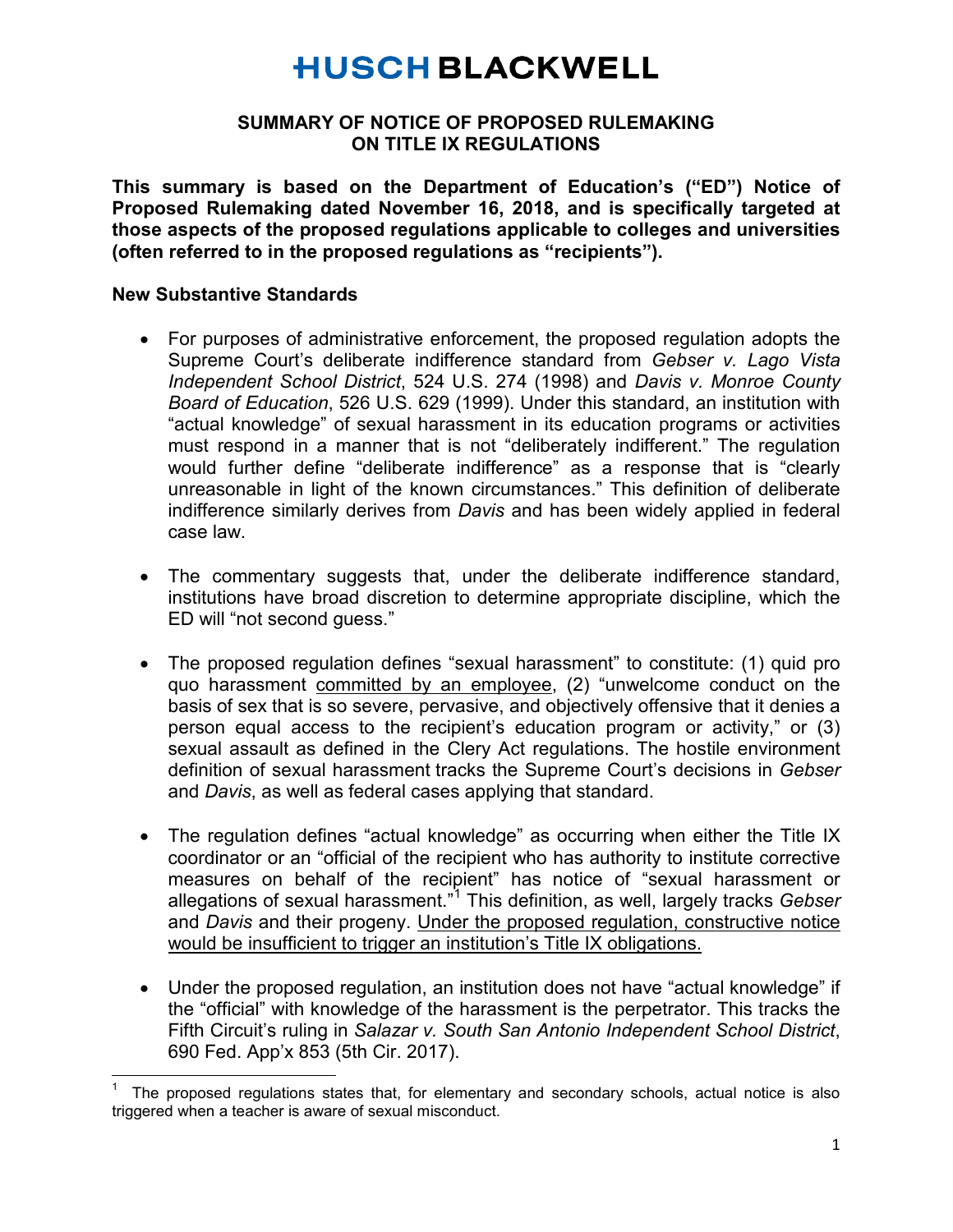# HUSCH BLACKWELL

## SUMMARY OF NOTICE OF PROPOSED RULEMAKING ON TITLE IX REGULATIONS

**This summary is based on the Department of Education's ("ED") Notice of Proposed Rulemaking dated November 16, 2018, and is specifically targeted at those aspects of the proposed regulations applicable to colleges and universities (often referred to in the proposed regulations as "recipients").**

### New Substantive Standards

- For purposes of administrative enforcement, the proposed regulation adopts the Supreme Court's deliberate indifference standard from *Gebser v. Lago Vista Independent School District*, 524 U.S. 274 (1998) and *Davis v. Monroe County Board of Education*, 526 U.S. 629 (1999). Under this standard, an institution with "actual knowledge" of sexual harassment in its education programs or activities must respond in a manner that is not "deliberately indifferent." The regulation would further define "deliberate indifference" as a response that is "clearly unreasonable in light of the known circumstances." This definition of deliberate indifference similarly derives from *Davis* and has been widely applied in federal case law.

- The commentary suggests that, under the deliberate indifference standard, institutions have broad discretion to determine appropriate discipline, which the ED will "not second guess."

- The proposed regulation defines "sexual harassment" to constitute: (1) quid pro quo harassment <u>committed by an employee</u>, (2) "unwelcome conduct on the basis of sex that is so severe, pervasive, and objectively offensive that it denies a person equal access to the recipient's education program or activity," or (3) sexual assault as defined in the Clery Act regulations. The hostile environment definition of sexual harassment tracks the Supreme Court's decisions in *Gebser* and *Davis*, as well as federal cases applying that standard.

- The regulation defines "actual knowledge" as occurring when either the Title IX coordinator or an "official of the recipient who has authority to institute corrective measures on behalf of the recipient" has notice of "sexual harassment or allegations of sexual harassment."[1] This definition, as well, largely tracks *Gebser* and *Davis* and their progeny. <u>Under the proposed regulation, constructive notice would be insufficient to trigger an institution's Title IX obligations.</u>

- Under the proposed regulation, an institution does not have "actual knowledge" if the "official" with knowledge of the harassment is the perpetrator. This tracks the Fifth Circuit's ruling in *Salazar v. South San Antonio Independent School District*, 690 Fed. App'x 853 (5th Cir. 2017).

---

[1] The proposed regulations states that, for elementary and secondary schools, actual notice is also triggered when a teacher is aware of sexual misconduct.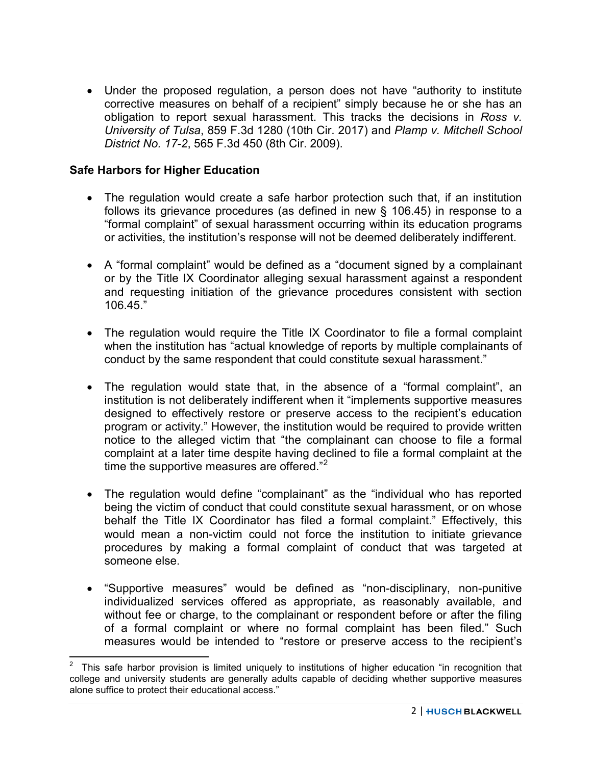- Under the proposed regulation, a person does not have "authority to institute corrective measures on behalf of a recipient" simply because he or she has an obligation to report sexual harassment. This tracks the decisions in *Ross v. University of Tulsa*, 859 F.3d 1280 (10th Cir. 2017) and *Plamp v. Mitchell School District No. 17-2*, 565 F.3d 450 (8th Cir. 2009).

**Safe Harbors for Higher Education**

- The regulation would create a safe harbor protection such that, if an institution follows its grievance procedures (as defined in new § 106.45) in response to a "formal complaint" of sexual harassment occurring within its education programs or activities, the institution's response will not be deemed deliberately indifferent.

- A "formal complaint" would be defined as a "document signed by a complainant or by the Title IX Coordinator alleging sexual harassment against a respondent and requesting initiation of the grievance procedures consistent with section 106.45."

- The regulation would require the Title IX Coordinator to file a formal complaint when the institution has "actual knowledge of reports by multiple complainants of conduct by the same respondent that could constitute sexual harassment."

- The regulation would state that, in the absence of a "formal complaint", an institution is not deliberately indifferent when it "implements supportive measures designed to effectively restore or preserve access to the recipient's education program or activity." However, the institution would be required to provide written notice to the alleged victim that "the complainant can choose to file a formal complaint at a later time despite having declined to file a formal complaint at the time the supportive measures are offered."[2]

- The regulation would define "complainant" as the "individual who has reported being the victim of conduct that could constitute sexual harassment, or on whose behalf the Title IX Coordinator has filed a formal complaint." Effectively, this would mean a non-victim could not force the institution to initiate grievance procedures by making a formal complaint of conduct that was targeted at someone else.

- "Supportive measures" would be defined as "non-disciplinary, non-punitive individualized services offered as appropriate, as reasonably available, and without fee or charge, to the complainant or respondent before or after the filing of a formal complaint or where no formal complaint has been filed." Such measures would be intended to "restore or preserve access to the recipient's

[2] This safe harbor provision is limited uniquely to institutions of higher education "in recognition that college and university students are generally adults capable of deciding whether supportive measures alone suffice to protect their educational access."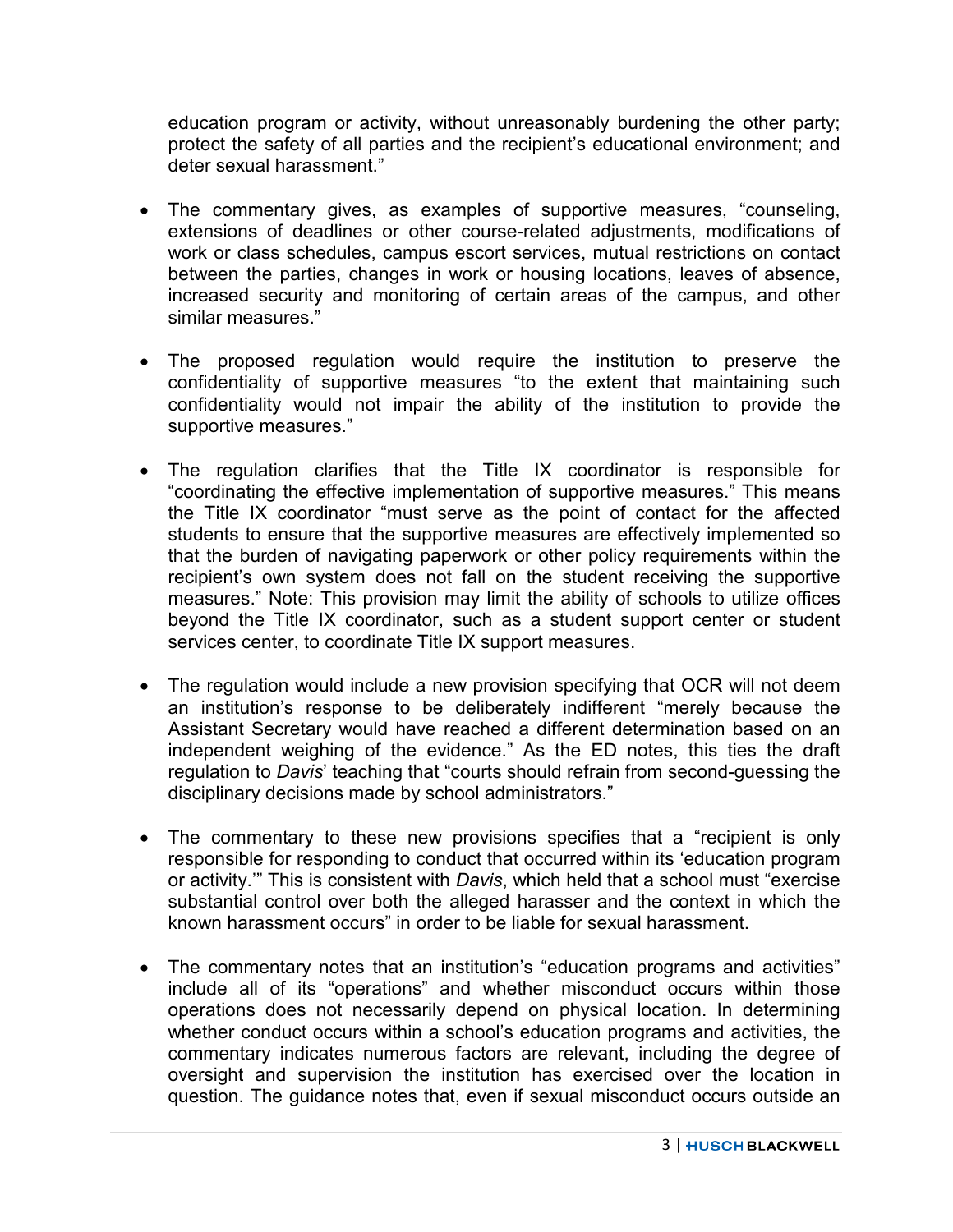education program or activity, without unreasonably burdening the other party; protect the safety of all parties and the recipient's educational environment; and deter sexual harassment."

- The commentary gives, as examples of supportive measures, "counseling, extensions of deadlines or other course-related adjustments, modifications of work or class schedules, campus escort services, mutual restrictions on contact between the parties, changes in work or housing locations, leaves of absence, increased security and monitoring of certain areas of the campus, and other similar measures."

- The proposed regulation would require the institution to preserve the confidentiality of supportive measures "to the extent that maintaining such confidentiality would not impair the ability of the institution to provide the supportive measures."

- The regulation clarifies that the Title IX coordinator is responsible for "coordinating the effective implementation of supportive measures." This means the Title IX coordinator "must serve as the point of contact for the affected students to ensure that the supportive measures are effectively implemented so that the burden of navigating paperwork or other policy requirements within the recipient's own system does not fall on the student receiving the supportive measures." Note: This provision may limit the ability of schools to utilize offices beyond the Title IX coordinator, such as a student support center or student services center, to coordinate Title IX support measures.

- The regulation would include a new provision specifying that OCR will not deem an institution's response to be deliberately indifferent "merely because the Assistant Secretary would have reached a different determination based on an independent weighing of the evidence." As the ED notes, this ties the draft regulation to *Davis*' teaching that "courts should refrain from second-guessing the disciplinary decisions made by school administrators."

- The commentary to these new provisions specifies that a "recipient is only responsible for responding to conduct that occurred within its 'education program or activity.'" This is consistent with *Davis*, which held that a school must "exercise substantial control over both the alleged harasser and the context in which the known harassment occurs" in order to be liable for sexual harassment.

- The commentary notes that an institution's "education programs and activities" include all of its "operations" and whether misconduct occurs within those operations does not necessarily depend on physical location. In determining whether conduct occurs within a school's education programs and activities, the commentary indicates numerous factors are relevant, including the degree of oversight and supervision the institution has exercised over the location in question. The guidance notes that, even if sexual misconduct occurs outside an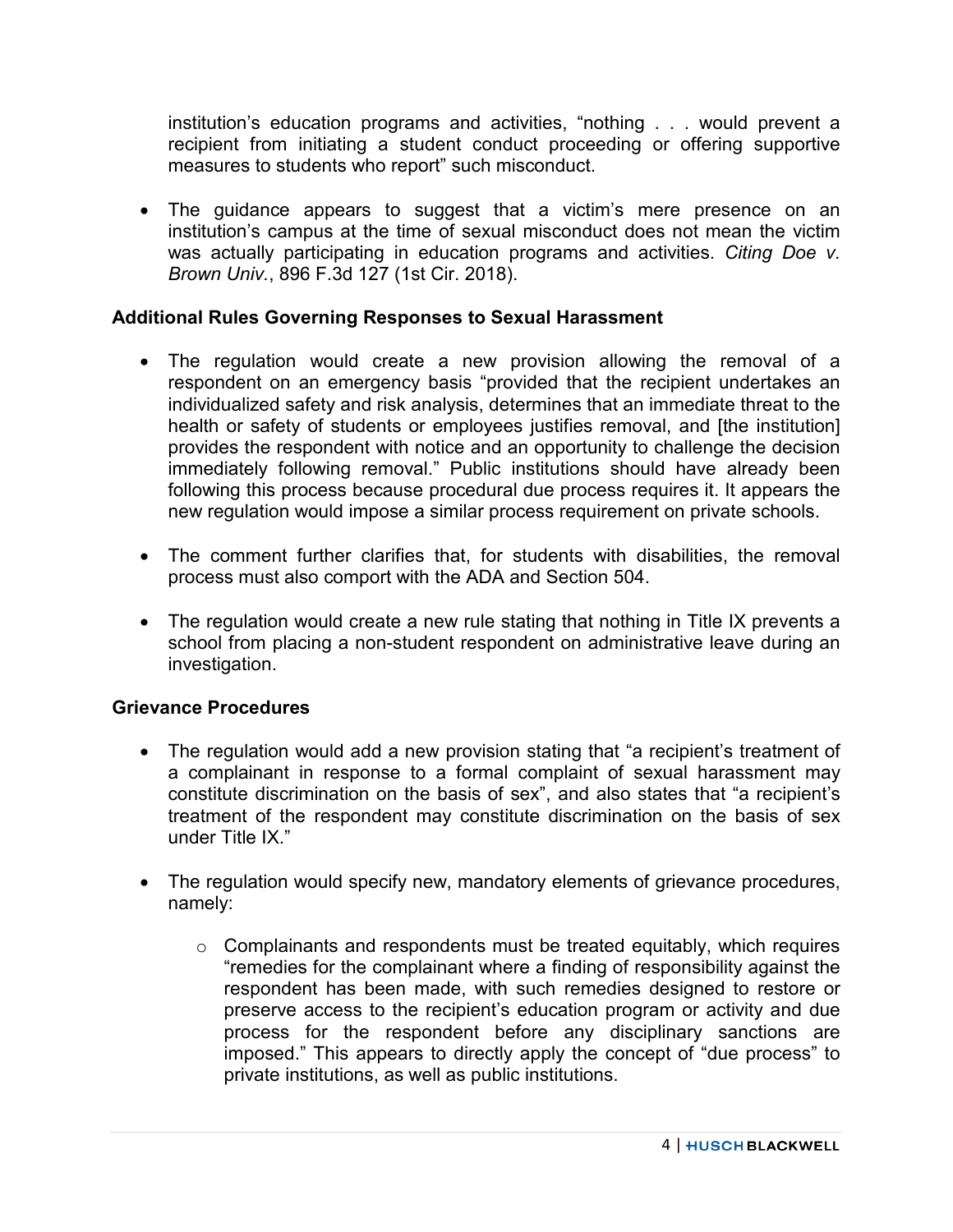institution's education programs and activities, "nothing . . . would prevent a recipient from initiating a student conduct proceeding or offering supportive measures to students who report" such misconduct.

- The guidance appears to suggest that a victim's mere presence on an institution's campus at the time of sexual misconduct does not mean the victim was actually participating in education programs and activities. *Citing Doe v. Brown Univ.*, 896 F.3d 127 (1st Cir. 2018).

**Additional Rules Governing Responses to Sexual Harassment**

- The regulation would create a new provision allowing the removal of a respondent on an emergency basis "provided that the recipient undertakes an individualized safety and risk analysis, determines that an immediate threat to the health or safety of students or employees justifies removal, and [the institution] provides the respondent with notice and an opportunity to challenge the decision immediately following removal." Public institutions should have already been following this process because procedural due process requires it. It appears the new regulation would impose a similar process requirement on private schools.

- The comment further clarifies that, for students with disabilities, the removal process must also comport with the ADA and Section 504.

- The regulation would create a new rule stating that nothing in Title IX prevents a school from placing a non-student respondent on administrative leave during an investigation.

**Grievance Procedures**

- The regulation would add a new provision stating that "a recipient's treatment of a complainant in response to a formal complaint of sexual harassment may constitute discrimination on the basis of sex", and also states that "a recipient's treatment of the respondent may constitute discrimination on the basis of sex under Title IX."

- The regulation would specify new, mandatory elements of grievance procedures, namely:

    - Complainants and respondents must be treated equitably, which requires "remedies for the complainant where a finding of responsibility against the respondent has been made, with such remedies designed to restore or preserve access to the recipient's education program or activity and due process for the respondent before any disciplinary sanctions are imposed." This appears to directly apply the concept of "due process" to private institutions, as well as public institutions.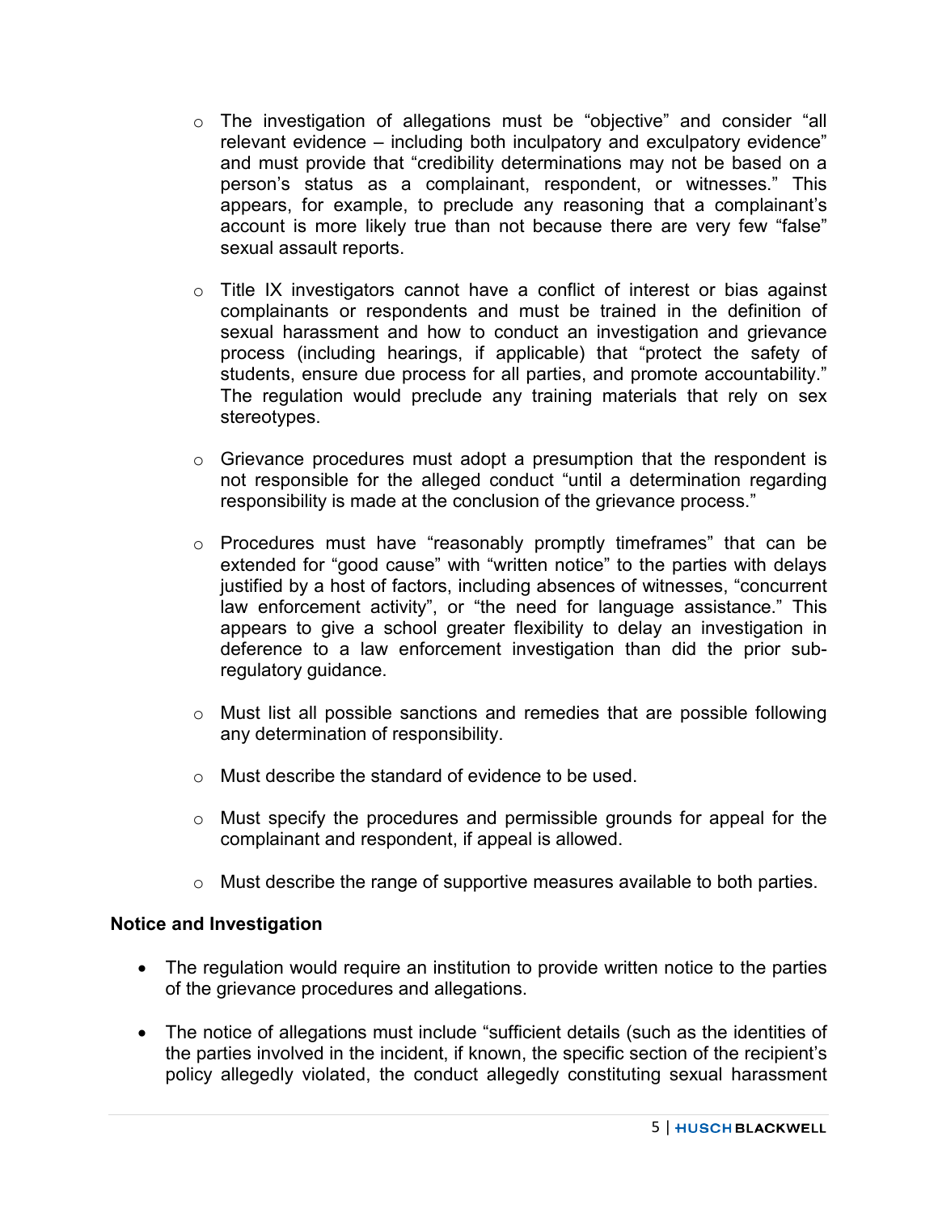- The investigation of allegations must be "objective" and consider "all relevant evidence – including both inculpatory and exculpatory evidence" and must provide that "credibility determinations may not be based on a person's status as a complainant, respondent, or witnesses." This appears, for example, to preclude any reasoning that a complainant's account is more likely true than not because there are very few "false" sexual assault reports.

  - Title IX investigators cannot have a conflict of interest or bias against complainants or respondents and must be trained in the definition of sexual harassment and how to conduct an investigation and grievance process (including hearings, if applicable) that "protect the safety of students, ensure due process for all parties, and promote accountability." The regulation would preclude any training materials that rely on sex stereotypes.

  - Grievance procedures must adopt a presumption that the respondent is not responsible for the alleged conduct "until a determination regarding responsibility is made at the conclusion of the grievance process."

  - Procedures must have "reasonably promptly timeframes" that can be extended for "good cause" with "written notice" to the parties with delays justified by a host of factors, including absences of witnesses, "concurrent law enforcement activity", or "the need for language assistance." This appears to give a school greater flexibility to delay an investigation in deference to a law enforcement investigation than did the prior sub-regulatory guidance.

  - Must list all possible sanctions and remedies that are possible following any determination of responsibility.

  - Must describe the standard of evidence to be used.

  - Must specify the procedures and permissible grounds for appeal for the complainant and respondent, if appeal is allowed.

  - Must describe the range of supportive measures available to both parties.

**Notice and Investigation**

- The regulation would require an institution to provide written notice to the parties of the grievance procedures and allegations.

- The notice of allegations must include "sufficient details (such as the identities of the parties involved in the incident, if known, the specific section of the recipient's policy allegedly violated, the conduct allegedly constituting sexual harassment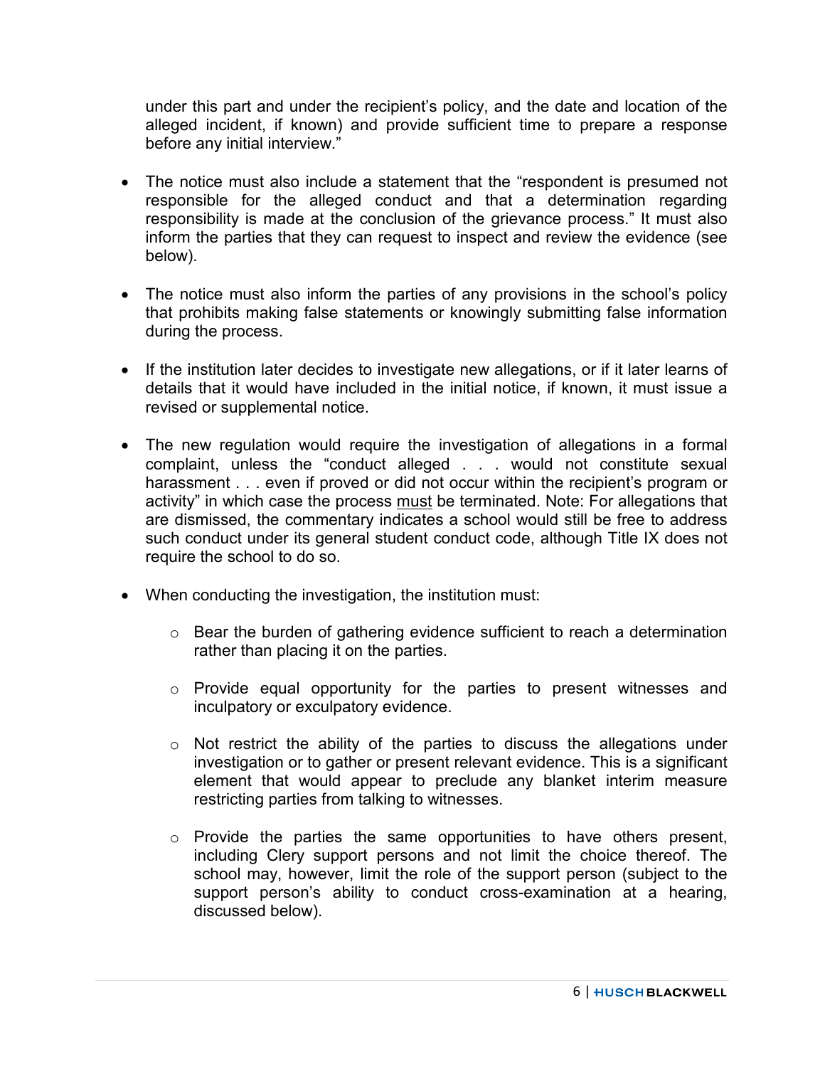under this part and under the recipient's policy, and the date and location of the alleged incident, if known) and provide sufficient time to prepare a response before any initial interview."

- The notice must also include a statement that the "respondent is presumed not responsible for the alleged conduct and that a determination regarding responsibility is made at the conclusion of the grievance process." It must also inform the parties that they can request to inspect and review the evidence (see below).

- The notice must also inform the parties of any provisions in the school's policy that prohibits making false statements or knowingly submitting false information during the process.

- If the institution later decides to investigate new allegations, or if it later learns of details that it would have included in the initial notice, if known, it must issue a revised or supplemental notice.

- The new regulation would require the investigation of allegations in a formal complaint, unless the "conduct alleged . . . would not constitute sexual harassment . . . even if proved or did not occur within the recipient's program or activity" in which case the process <u>must</u> be terminated. Note: For allegations that are dismissed, the commentary indicates a school would still be free to address such conduct under its general student conduct code, although Title IX does not require the school to do so.

- When conducting the investigation, the institution must:

  - Bear the burden of gathering evidence sufficient to reach a determination rather than placing it on the parties.

  - Provide equal opportunity for the parties to present witnesses and inculpatory or exculpatory evidence.

  - Not restrict the ability of the parties to discuss the allegations under investigation or to gather or present relevant evidence. This is a significant element that would appear to preclude any blanket interim measure restricting parties from talking to witnesses.

  - Provide the parties the same opportunities to have others present, including Clery support persons and not limit the choice thereof. The school may, however, limit the role of the support person (subject to the support person's ability to conduct cross-examination at a hearing, discussed below).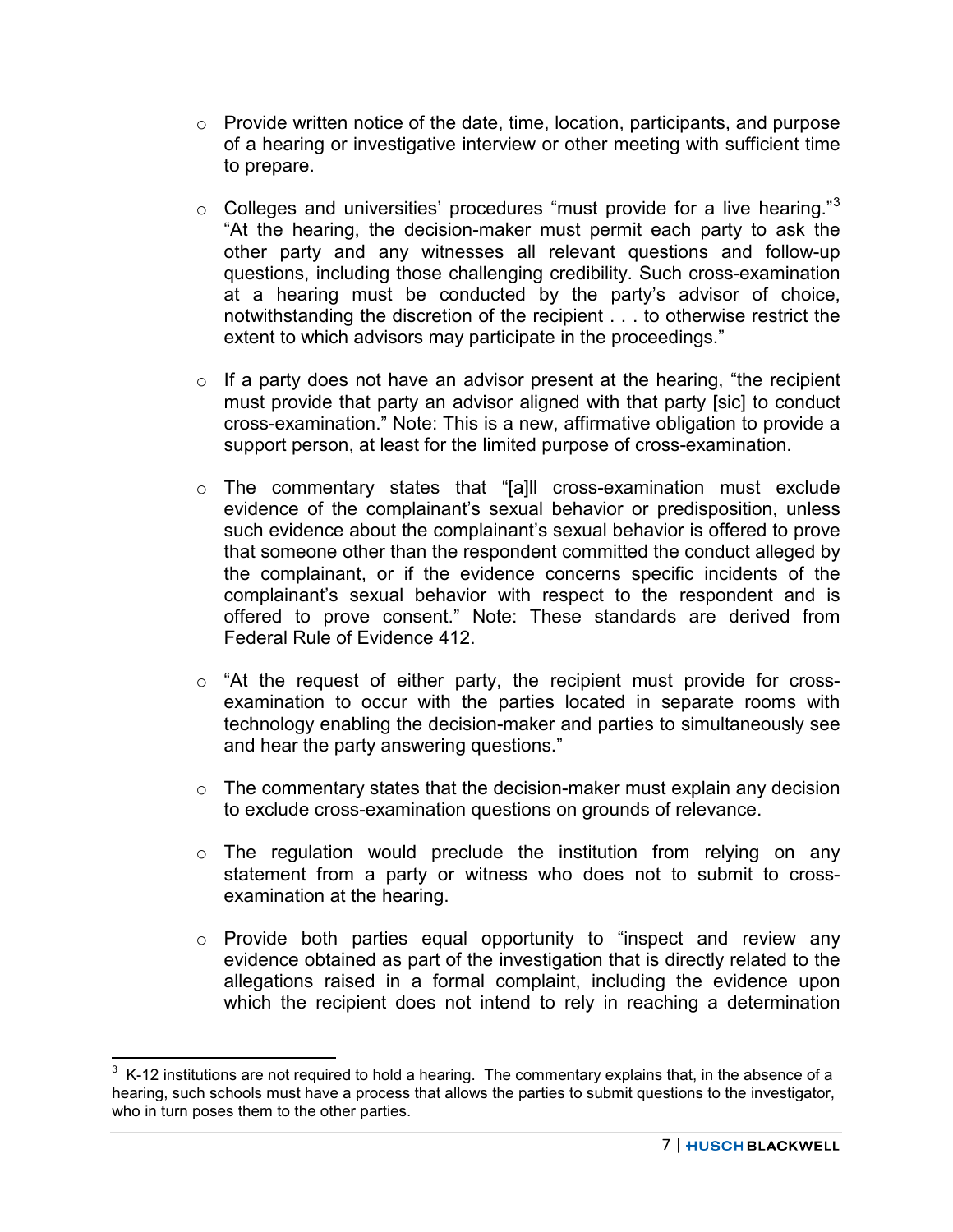- Provide written notice of the date, time, location, participants, and purpose of a hearing or investigative interview or other meeting with sufficient time to prepare.

- Colleges and universities' procedures "must provide for a live hearing."[3] "At the hearing, the decision-maker must permit each party to ask the other party and any witnesses all relevant questions and follow-up questions, including those challenging credibility. Such cross-examination at a hearing must be conducted by the party's advisor of choice, notwithstanding the discretion of the recipient . . . to otherwise restrict the extent to which advisors may participate in the proceedings."

- If a party does not have an advisor present at the hearing, "the recipient must provide that party an advisor aligned with that party [sic] to conduct cross-examination." Note: This is a new, affirmative obligation to provide a support person, at least for the limited purpose of cross-examination.

- The commentary states that "[a]ll cross-examination must exclude evidence of the complainant's sexual behavior or predisposition, unless such evidence about the complainant's sexual behavior is offered to prove that someone other than the respondent committed the conduct alleged by the complainant, or if the evidence concerns specific incidents of the complainant's sexual behavior with respect to the respondent and is offered to prove consent." Note: These standards are derived from Federal Rule of Evidence 412.

- "At the request of either party, the recipient must provide for cross-examination to occur with the parties located in separate rooms with technology enabling the decision-maker and parties to simultaneously see and hear the party answering questions."

- The commentary states that the decision-maker must explain any decision to exclude cross-examination questions on grounds of relevance.

- The regulation would preclude the institution from relying on any statement from a party or witness who does not to submit to cross-examination at the hearing.

- Provide both parties equal opportunity to "inspect and review any evidence obtained as part of the investigation that is directly related to the allegations raised in a formal complaint, including the evidence upon which the recipient does not intend to rely in reaching a determination

---

[3] K-12 institutions are not required to hold a hearing. The commentary explains that, in the absence of a hearing, such schools must have a process that allows the parties to submit questions to the investigator, who in turn poses them to the other parties.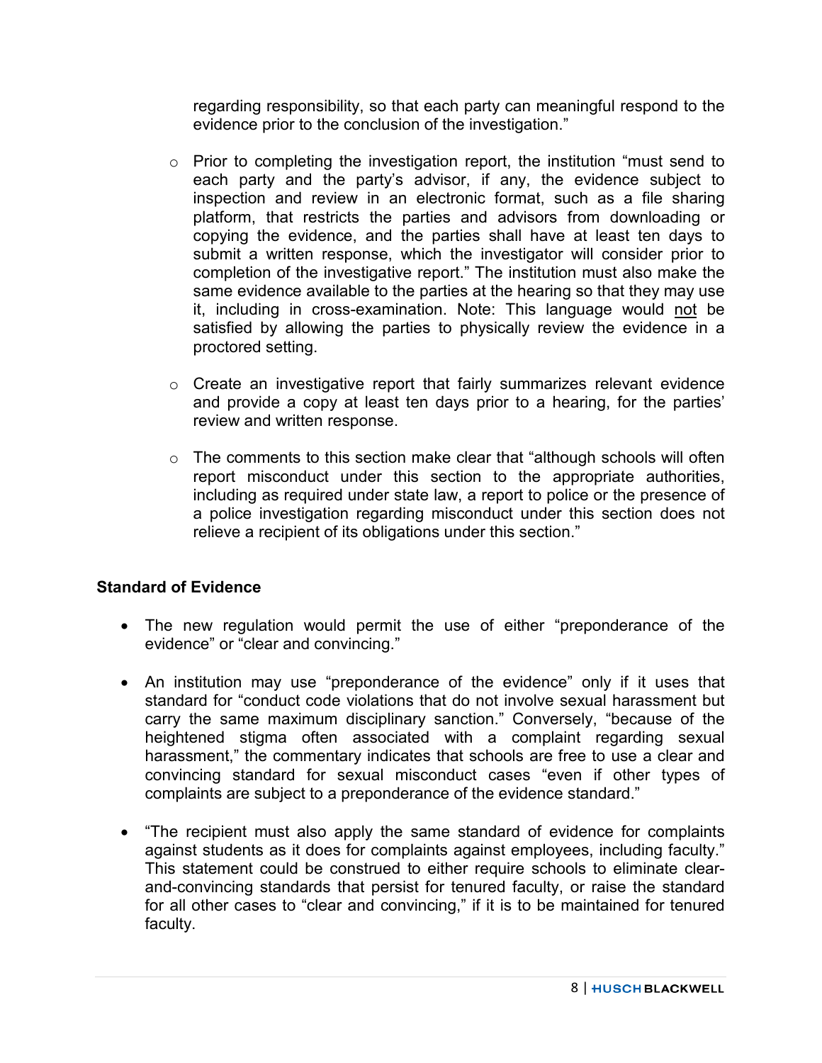regarding responsibility, so that each party can meaningful respond to the evidence prior to the conclusion of the investigation."

   - Prior to completing the investigation report, the institution "must send to each party and the party's advisor, if any, the evidence subject to inspection and review in an electronic format, such as a file sharing platform, that restricts the parties and advisors from downloading or copying the evidence, and the parties shall have at least ten days to submit a written response, which the investigator will consider prior to completion of the investigative report." The institution must also make the same evidence available to the parties at the hearing so that they may use it, including in cross-examination. Note: This language would not be satisfied by allowing the parties to physically review the evidence in a proctored setting.

   - Create an investigative report that fairly summarizes relevant evidence and provide a copy at least ten days prior to a hearing, for the parties' review and written response.

   - The comments to this section make clear that "although schools will often report misconduct under this section to the appropriate authorities, including as required under state law, a report to police or the presence of a police investigation regarding misconduct under this section does not relieve a recipient of its obligations under this section."

**Standard of Evidence**

- The new regulation would permit the use of either "preponderance of the evidence" or "clear and convincing."

- An institution may use "preponderance of the evidence" only if it uses that standard for "conduct code violations that do not involve sexual harassment but carry the same maximum disciplinary sanction." Conversely, "because of the heightened stigma often associated with a complaint regarding sexual harassment," the commentary indicates that schools are free to use a clear and convincing standard for sexual misconduct cases "even if other types of complaints are subject to a preponderance of the evidence standard."

- "The recipient must also apply the same standard of evidence for complaints against students as it does for complaints against employees, including faculty." This statement could be construed to either require schools to eliminate clear-and-convincing standards that persist for tenured faculty, or raise the standard for all other cases to "clear and convincing," if it is to be maintained for tenured faculty.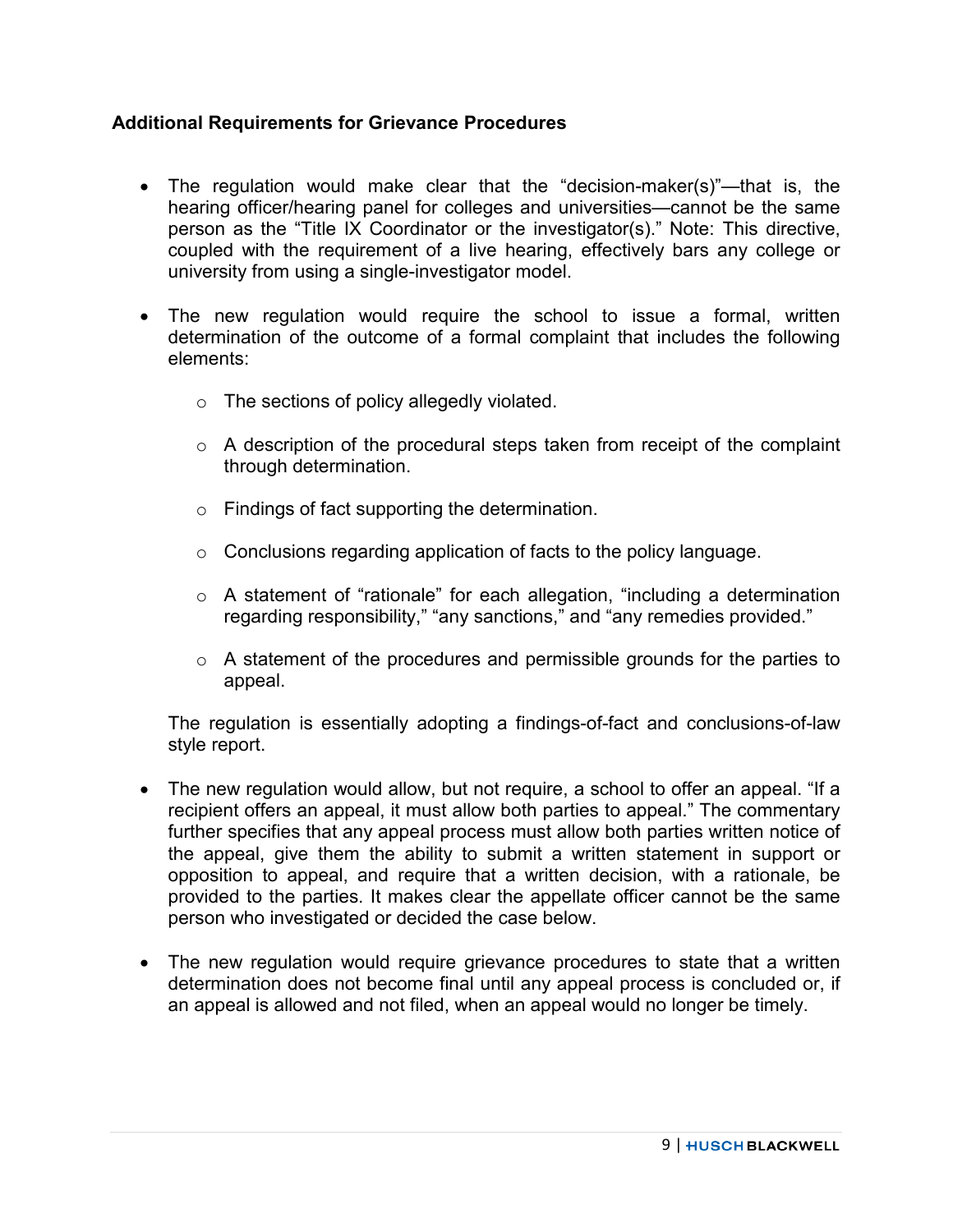**Additional Requirements for Grievance Procedures**

- The regulation would make clear that the "decision-maker(s)"—that is, the hearing officer/hearing panel for colleges and universities—cannot be the same person as the "Title IX Coordinator or the investigator(s)." Note: This directive, coupled with the requirement of a live hearing, effectively bars any college or university from using a single-investigator model.

- The new regulation would require the school to issue a formal, written determination of the outcome of a formal complaint that includes the following elements:

  - The sections of policy allegedly violated.

  - A description of the procedural steps taken from receipt of the complaint through determination.

  - Findings of fact supporting the determination.

  - Conclusions regarding application of facts to the policy language.

  - A statement of "rationale" for each allegation, "including a determination regarding responsibility," "any sanctions," and "any remedies provided."

  - A statement of the procedures and permissible grounds for the parties to appeal.

  The regulation is essentially adopting a findings-of-fact and conclusions-of-law style report.

- The new regulation would allow, but not require, a school to offer an appeal. "If a recipient offers an appeal, it must allow both parties to appeal." The commentary further specifies that any appeal process must allow both parties written notice of the appeal, give them the ability to submit a written statement in support or opposition to appeal, and require that a written decision, with a rationale, be provided to the parties. It makes clear the appellate officer cannot be the same person who investigated or decided the case below.

- The new regulation would require grievance procedures to state that a written determination does not become final until any appeal process is concluded or, if an appeal is allowed and not filed, when an appeal would no longer be timely.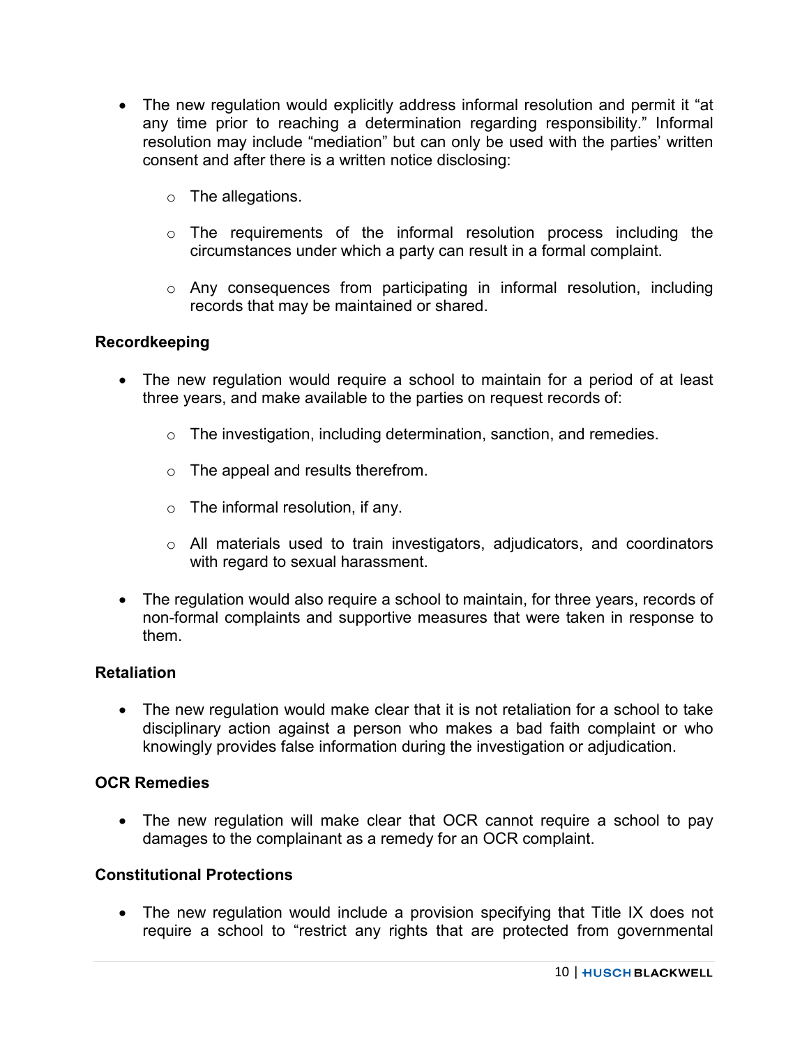- The new regulation would explicitly address informal resolution and permit it "at any time prior to reaching a determination regarding responsibility." Informal resolution may include "mediation" but can only be used with the parties' written consent and after there is a written notice disclosing:
    - The allegations.
    - The requirements of the informal resolution process including the circumstances under which a party can result in a formal complaint.
    - Any consequences from participating in informal resolution, including records that may be maintained or shared.

**Recordkeeping**

- The new regulation would require a school to maintain for a period of at least three years, and make available to the parties on request records of:
    - The investigation, including determination, sanction, and remedies.
    - The appeal and results therefrom.
    - The informal resolution, if any.
    - All materials used to train investigators, adjudicators, and coordinators with regard to sexual harassment.
- The regulation would also require a school to maintain, for three years, records of non-formal complaints and supportive measures that were taken in response to them.

**Retaliation**

- The new regulation would make clear that it is not retaliation for a school to take disciplinary action against a person who makes a bad faith complaint or who knowingly provides false information during the investigation or adjudication.

**OCR Remedies**

- The new regulation will make clear that OCR cannot require a school to pay damages to the complainant as a remedy for an OCR complaint.

**Constitutional Protections**

- The new regulation would include a provision specifying that Title IX does not require a school to "restrict any rights that are protected from governmental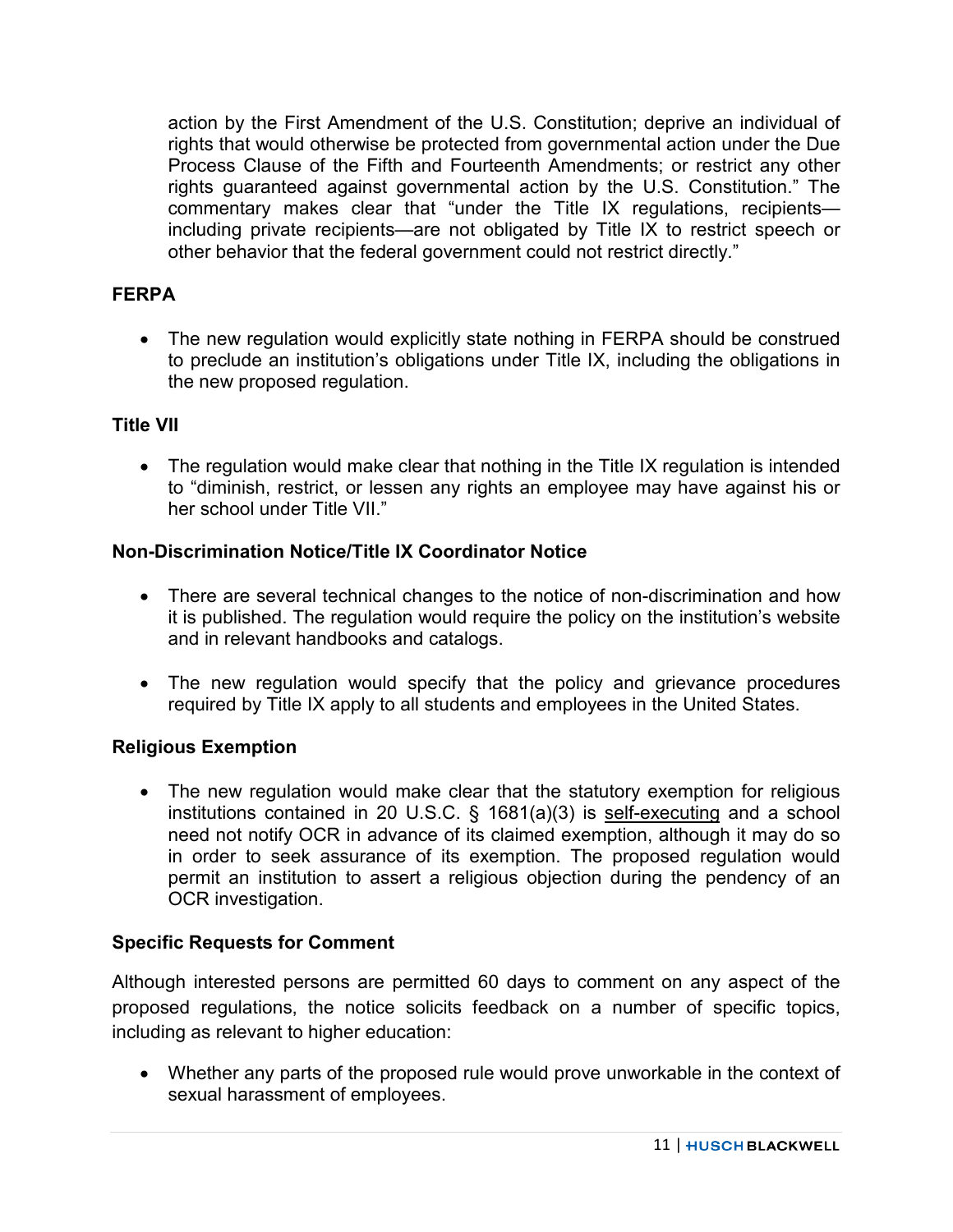action by the First Amendment of the U.S. Constitution; deprive an individual of rights that would otherwise be protected from governmental action under the Due Process Clause of the Fifth and Fourteenth Amendments; or restrict any other rights guaranteed against governmental action by the U.S. Constitution." The commentary makes clear that "under the Title IX regulations, recipients—including private recipients—are not obligated by Title IX to restrict speech or other behavior that the federal government could not restrict directly."

**FERPA**

- The new regulation would explicitly state nothing in FERPA should be construed to preclude an institution's obligations under Title IX, including the obligations in the new proposed regulation.

**Title VII**

- The regulation would make clear that nothing in the Title IX regulation is intended to "diminish, restrict, or lessen any rights an employee may have against his or her school under Title VII."

**Non-Discrimination Notice/Title IX Coordinator Notice**

- There are several technical changes to the notice of non-discrimination and how it is published. The regulation would require the policy on the institution's website and in relevant handbooks and catalogs.

- The new regulation would specify that the policy and grievance procedures required by Title IX apply to all students and employees in the United States.

**Religious Exemption**

- The new regulation would make clear that the statutory exemption for religious institutions contained in 20 U.S.C. § 1681(a)(3) is self-executing and a school need not notify OCR in advance of its claimed exemption, although it may do so in order to seek assurance of its exemption. The proposed regulation would permit an institution to assert a religious objection during the pendency of an OCR investigation.

**Specific Requests for Comment**

Although interested persons are permitted 60 days to comment on any aspect of the proposed regulations, the notice solicits feedback on a number of specific topics, including as relevant to higher education:

- Whether any parts of the proposed rule would prove unworkable in the context of sexual harassment of employees.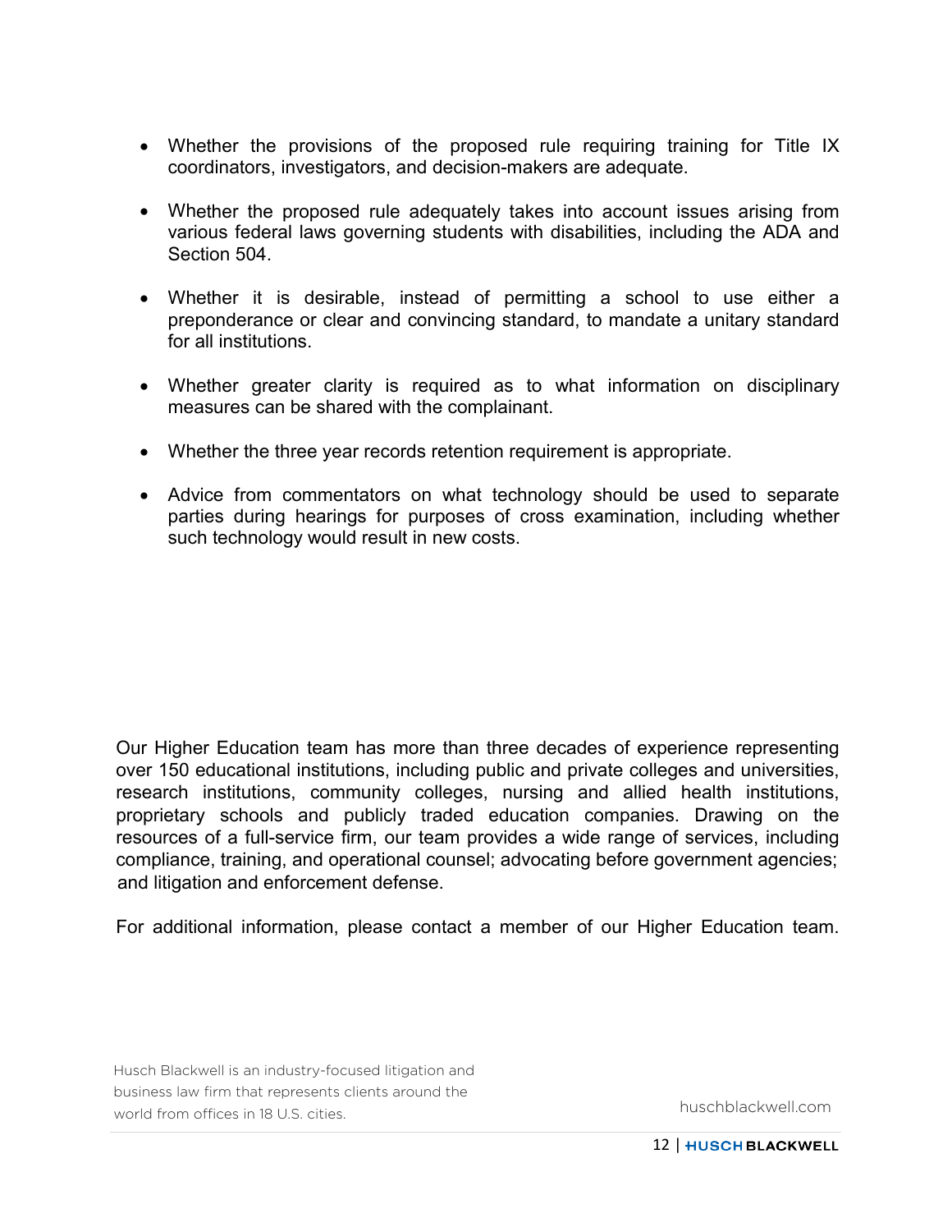- Whether the provisions of the proposed rule requiring training for Title IX coordinators, investigators, and decision-makers are adequate.

- Whether the proposed rule adequately takes into account issues arising from various federal laws governing students with disabilities, including the ADA and Section 504.

- Whether it is desirable, instead of permitting a school to use either a preponderance or clear and convincing standard, to mandate a unitary standard for all institutions.

- Whether greater clarity is required as to what information on disciplinary measures can be shared with the complainant.

- Whether the three year records retention requirement is appropriate.

- Advice from commentators on what technology should be used to separate parties during hearings for purposes of cross examination, including whether such technology would result in new costs.

Our Higher Education team has more than three decades of experience representing over 150 educational institutions, including public and private colleges and universities, research institutions, community colleges, nursing and allied health institutions, proprietary schools and publicly traded education companies. Drawing on the resources of a full-service firm, our team provides a wide range of services, including compliance, training, and operational counsel; advocating before government agencies; and litigation and enforcement defense.

For additional information, please contact a member of our Higher Education team.

Husch Blackwell is an industry-focused litigation and business law firm that represents clients around the world from offices in 18 U.S. cities.

huschblackwell.com